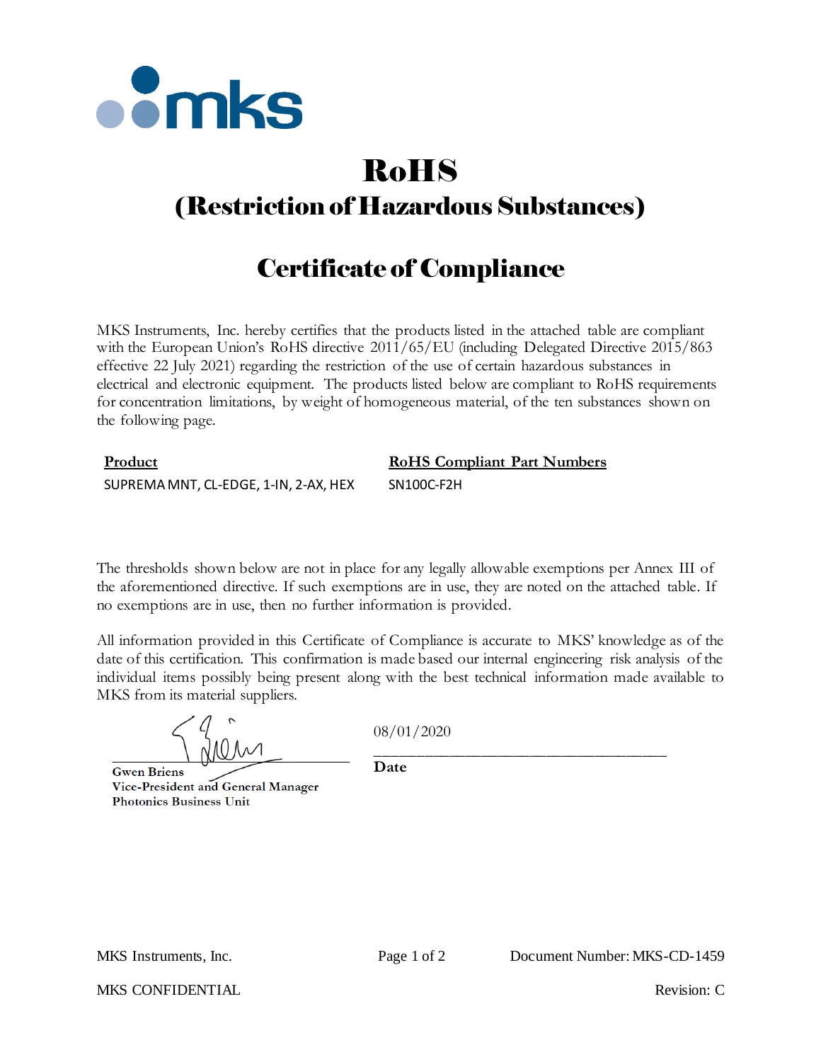# RoHS

## (Restriction of Hazardous Substances)

## Certificate of Compliance

MKS Instruments, Inc. hereby certifies that the products listed in the attached table are compliant with the European Union's RoHS directive 2011/65/EU (including Delegated Directive 2015/863 effective 22 July 2021) regarding the restriction of the use of certain hazardous substances in electrical and electronic equipment. The products listed below are compliant to RoHS requirements for concentration limitations, by weight of homogeneous material, of the ten substances shown on the following page.

| Product | RoHS Compliant Part Numbers |
| --- | --- |
| SUPREMA MNT, CL-EDGE, 1-IN, 2-AX, HEX | SN100C-F2H |

The thresholds shown below are not in place for any legally allowable exemptions per Annex III of the aforementioned directive. If such exemptions are in use, they are noted on the attached table. If no exemptions are in use, then no further information is provided.

All information provided in this Certificate of Compliance is accurate to MKS' knowledge as of the date of this certification. This confirmation is made based our internal engineering risk analysis of the individual items possibly being present along with the best technical information made available to MKS from its material suppliers.

**Gwen Briens**
**Vice-President and General Manager**
**Photonics Business Unit**

08/01/2020
**Date**

MKS Instruments, Inc.

Document Number: MKS-CD-1459

MKS CONFIDENTIAL

Revision: C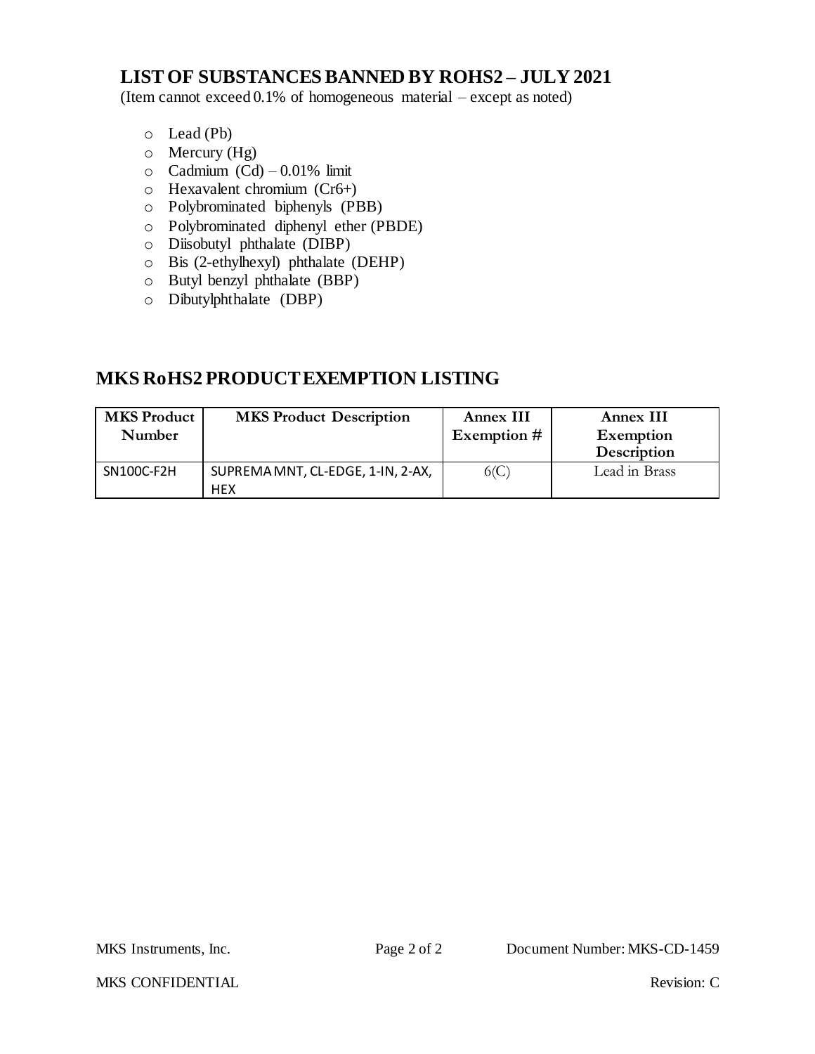## LIST OF SUBSTANCES BANNED BY ROHS2 – JULY 2021

(Item cannot exceed 0.1% of homogeneous material – except as noted)

- Lead (Pb)
- Mercury (Hg)
- Cadmium (Cd) – 0.01% limit
- Hexavalent chromium ($Cr^{6+}$)
- Polybrominated biphenyls (PBB)
- Polybrominated diphenyl ether (PBDE)
- Diisobutyl phthalate (DIBP)
- Bis (2-ethylhexyl) phthalate (DEHP)
- Butyl benzyl phthalate (BBP)
- Dibutylphthalate (DBP)

## MKS RoHS2 PRODUCT EXEMPTION LISTING

| MKS Product Number | MKS Product Description | Annex III Exemption # | Annex III Exemption Description |
|---|---|---|---|
| SN100C-F2H | SUPREMA MNT, CL-EDGE, 1-IN, 2-AX, HEX | 6(C) | Lead in Brass |

MKS Instruments, Inc.

Document Number: MKS-CD-1459

MKS CONFIDENTIAL

Revision: C